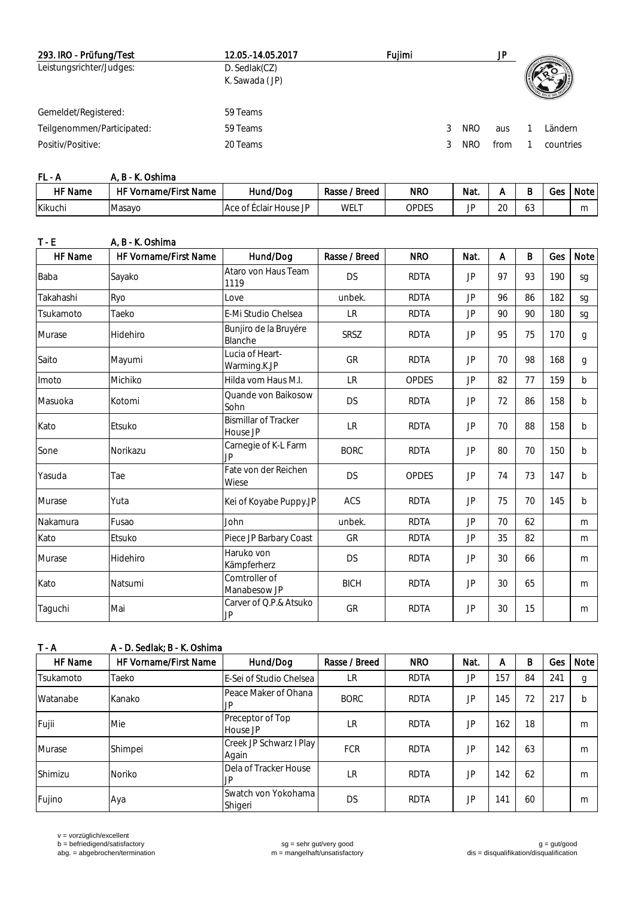| 293. IRO - Prüfung/Test | 12.05.-14.05.2017 | Fujimi | | | | | JP |
|---|---|---|---|---|---|---|---|
| Leistungsrichter/Judges: | D. Sedlak(CZ) | | | | | | |
| | K. Sawada ( JP) | | | | | | |
| Gemeldet/Registered: | 59 Teams | | | | | | |
| Teilgenommen/Participated: | 59 Teams | 3 | NRO | aus | 1 | Ländern | |
| Positiv/Positive: | 20 Teams | 3 | NRO | from | 1 | countries | |

**FL - A** A, B - K. Oshima

| HF Name | HF Vorname/First Name | Hund/Dog | Rasse / Breed | NRO | Nat. | A | B | Ges | Note |
|---|---|---|---|---|---|---|---|---|---|
| Kikuchi | Masayo | Ace of Éclair House JP | WELT | OPDES | JP | 20 | 63 | | m |

**T - E** A, B - K. Oshima

| HF Name | HF Vorname/First Name | Hund/Dog | Rasse / Breed | NRO | Nat. | A | B | Ges | Note |
|---|---|---|---|---|---|---|---|---|---|
| Baba | Sayako | Ataro von Haus Team 1119 | DS | RDTA | JP | 97 | 93 | 190 | sg |
| Takahashi | Ryo | Love | unbek. | RDTA | JP | 96 | 86 | 182 | sg |
| Tsukamoto | Taeko | E-Mi Studio Chelsea | LR | RDTA | JP | 90 | 90 | 180 | sg |
| Murase | Hidehiro | Bunjiro de la Bruyére Blanche | SRSZ | RDTA | JP | 95 | 75 | 170 | g |
| Saito | Mayumi | Lucia of Heart-Warming.K.JP | GR | RDTA | JP | 70 | 98 | 168 | g |
| Imoto | Michiko | Hilda vom Haus M.I. | LR | OPDES | JP | 82 | 77 | 159 | b |
| Masuoka | Kotomi | Quande von Baikosow Sohn | DS | RDTA | JP | 72 | 86 | 158 | b |
| Kato | Etsuko | Bismillar of Tracker House JP | LR | RDTA | JP | 70 | 88 | 158 | b |
| Sone | Norikazu | Carnegie of K-L Farm JP | BORC | RDTA | JP | 80 | 70 | 150 | b |
| Yasuda | Tae | Fate von der Reichen Wiese | DS | OPDES | JP | 74 | 73 | 147 | b |
| Murase | Yuta | Kei of Koyabe Puppy.JP | ACS | RDTA | JP | 75 | 70 | 145 | b |
| Nakamura | Fusao | John | unbek. | RDTA | JP | 70 | 62 | | m |
| Kato | Etsuko | Piece JP Barbary Coast | GR | RDTA | JP | 35 | 82 | | m |
| Murase | Hidehiro | Haruko von Kämpferherz | DS | RDTA | JP | 30 | 66 | | m |
| Kato | Natsumi | Comtroller of Manabesow JP | BICH | RDTA | JP | 30 | 65 | | m |
| Taguchi | Mai | Carver of Q.P.& Atsuko JP | GR | RDTA | JP | 30 | 15 | | m |

**T - A** A - D. Sedlak; B - K. Oshima

| HF Name | HF Vorname/First Name | Hund/Dog | Rasse / Breed | NRO | Nat. | A | B | Ges | Note |
|---|---|---|---|---|---|---|---|---|---|
| Tsukamoto | Taeko | E-Sei of Studio Chelsea | LR | RDTA | JP | 157 | 84 | 241 | g |
| Watanabe | Kanako | Peace Maker of Ohana JP | BORC | RDTA | JP | 145 | 72 | 217 | b |
| Fujii | Mie | Preceptor of Top House JP | LR | RDTA | JP | 162 | 18 | | m |
| Murase | Shimpei | Creek JP Schwarz I Play Again | FCR | RDTA | JP | 142 | 63 | | m |
| Shimizu | Noriko | Dela of Tracker House JP | LR | RDTA | JP | 142 | 62 | | m |
| Fujino | Aya | Swatch von Yokohama Shigeri | DS | RDTA | JP | 141 | 60 | | m |

v = vorzüglich/excellent
b = befriedigend/satisfactory
abg. = abgebrochen/termination
sg = sehr gut/very good
m = mangelhaft/unsatisfactory
g = gut/good
dis = disqualifikation/disqualification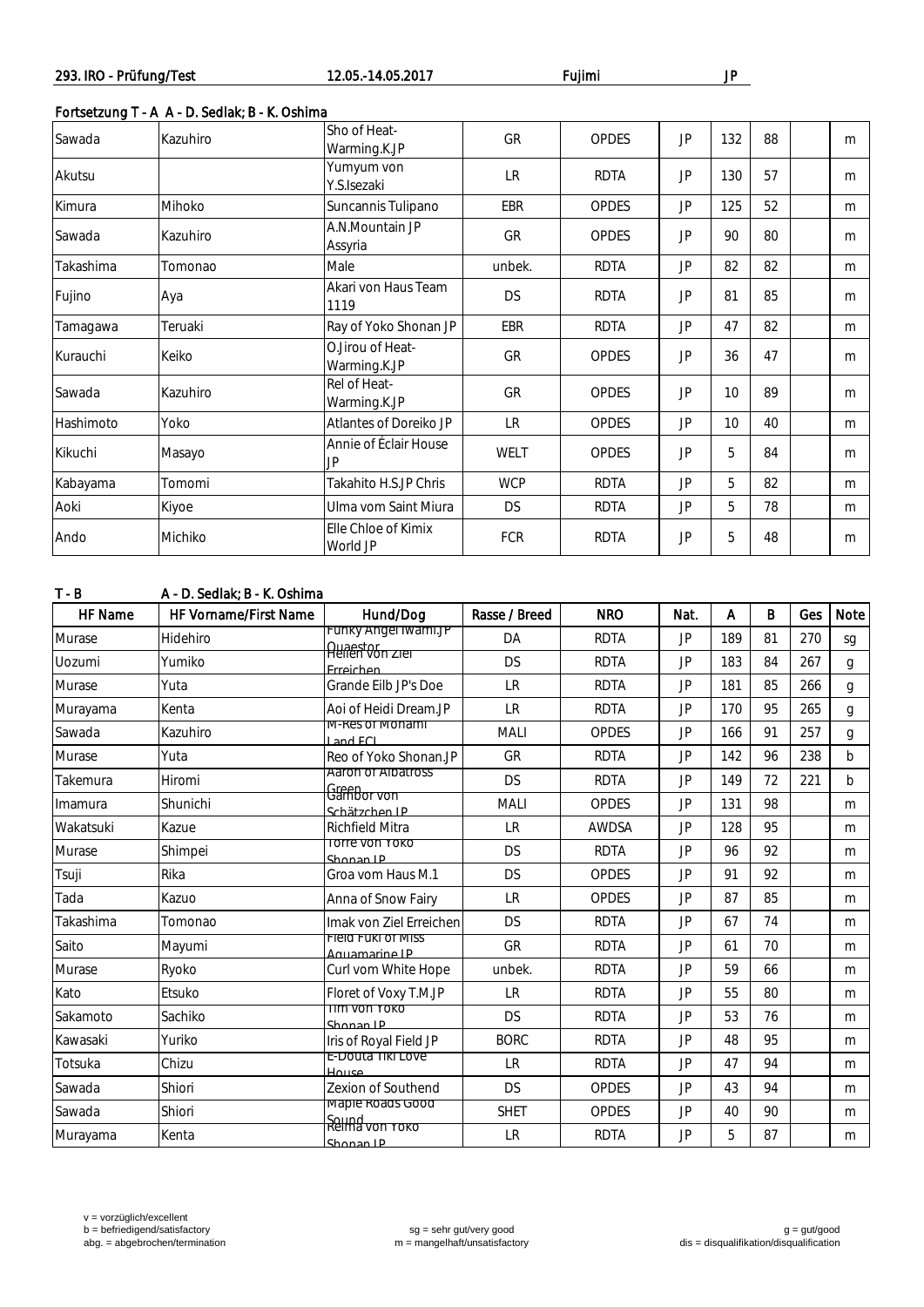Fortsetzung T - A A - D. Sedlak; B - K. Oshima

| | | | | | | | | | |
|---|---|---|---|---|---|---|---|---|---|
| Sawada | Kazuhiro | Sho of Heat-Warming.K.JP | GR | OPDES | JP | 132 | 88 | | m |
| Akutsu | | Yumyum von Y.S.Isezaki | LR | RDTA | JP | 130 | 57 | | m |
| Kimura | Mihoko | Suncannis Tulipano | EBR | OPDES | JP | 125 | 52 | | m |
| Sawada | Kazuhiro | A.N.Mountain JP Assyria | GR | OPDES | JP | 90 | 80 | | m |
| Takashima | Tomonao | Male | unbek. | RDTA | JP | 82 | 82 | | m |
| Fujino | Aya | Akari von Haus Team 1119 | DS | RDTA | JP | 81 | 85 | | m |
| Tamagawa | Teruaki | Ray of Yoko Shonan JP | EBR | RDTA | JP | 47 | 82 | | m |
| Kurauchi | Keiko | O.Jirou of Heat-Warming.K.JP | GR | OPDES | JP | 36 | 47 | | m |
| Sawada | Kazuhiro | Rel of Heat-Warming.K.JP | GR | OPDES | JP | 10 | 89 | | m |
| Hashimoto | Yoko | Atlantes of Doreiko JP | LR | OPDES | JP | 10 | 40 | | m |
| Kikuchi | Masayo | Annie of Éclair House JP | WELT | OPDES | JP | 5 | 84 | | m |
| Kabayama | Tomomi | Takahito H.S.JP Chris | WCP | RDTA | JP | 5 | 82 | | m |
| Aoki | Kiyoe | Ulma vom Saint Miura | DS | RDTA | JP | 5 | 78 | | m |
| Ando | Michiko | Elle Chloe of Kimix World JP | FCR | RDTA | JP | 5 | 48 | | m |

T - B A - D. Sedlak; B - K. Oshima

| HF Name | HF Vorname/First Name | Hund/Dog | Rasse / Breed | NRO | Nat. | A | B | Ges | Note |
|---|---|---|---|---|---|---|---|---|---|
| Murase | Hidehiro | Funky Angel Iwami.JP Quaestor | DA | RDTA | JP | 189 | 81 | 270 | sg |
| Uozumi | Yumiko | Heilen von Ziel Erreichen | DS | RDTA | JP | 183 | 84 | 267 | g |
| Murase | Yuta | Grande Eilb JP's Doe | LR | RDTA | JP | 181 | 85 | 266 | g |
| Murayama | Kenta | Aoi of Heidi Dream.JP | LR | RDTA | JP | 170 | 95 | 265 | g |
| Sawada | Kazuhiro | M-Res of Monami Land ECL | MALI | OPDES | JP | 166 | 91 | 257 | g |
| Murase | Yuta | Reo of Yoko Shonan.JP | GR | RDTA | JP | 142 | 96 | 238 | b |
| Takemura | Hiromi | Aaron of Albatross Green | DS | RDTA | JP | 149 | 72 | 221 | b |
| Imamura | Shunichi | Gambor von Schätzchen JP | MALI | OPDES | JP | 131 | 98 | | m |
| Wakatsuki | Kazue | Richfield Mitra | LR | AWDSA | JP | 128 | 95 | | m |
| Murase | Shimpei | Torre von Yoko Shonan JP | DS | RDTA | JP | 96 | 92 | | m |
| Tsuji | Rika | Groa vom Haus M.1 | DS | OPDES | JP | 91 | 92 | | m |
| Tada | Kazuo | Anna of Snow Fairy | LR | OPDES | JP | 87 | 85 | | m |
| Takashima | Tomonao | Imak von Ziel Erreichen | DS | RDTA | JP | 67 | 74 | | m |
| Saito | Mayumi | Field Fuki of Miss Aquamarine JP | GR | RDTA | JP | 61 | 70 | | m |
| Murase | Ryoko | Curl vom White Hope | unbek. | RDTA | JP | 59 | 66 | | m |
| Kato | Etsuko | Floret of Voxy T.M.JP | LR | RDTA | JP | 55 | 80 | | m |
| Sakamoto | Sachiko | Tim von Yoko Shonan JP | DS | RDTA | JP | 53 | 76 | | m |
| Kawasaki | Yuriko | Iris of Royal Field JP | BORC | RDTA | JP | 48 | 95 | | m |
| Totsuka | Chizu | E-Douta Tiki Love House | LR | RDTA | JP | 47 | 94 | | m |
| Sawada | Shiori | Zexion of Southend | DS | OPDES | JP | 43 | 94 | | m |
| Sawada | Shiori | Maple Roads Good Sound | SHET | OPDES | JP | 40 | 90 | | m |
| Murayama | Kenta | Reina von Yoko Shonan JP | LR | RDTA | JP | 5 | 87 | | m |

v = vorzüglich/excellent
b = befriedigend/satisfactory
abg. = abgebrochen/termination

sg = sehr gut/very good
m = mangelhaft/unsatisfactory

g = gut/good
dis = disqualifikation/disqualification